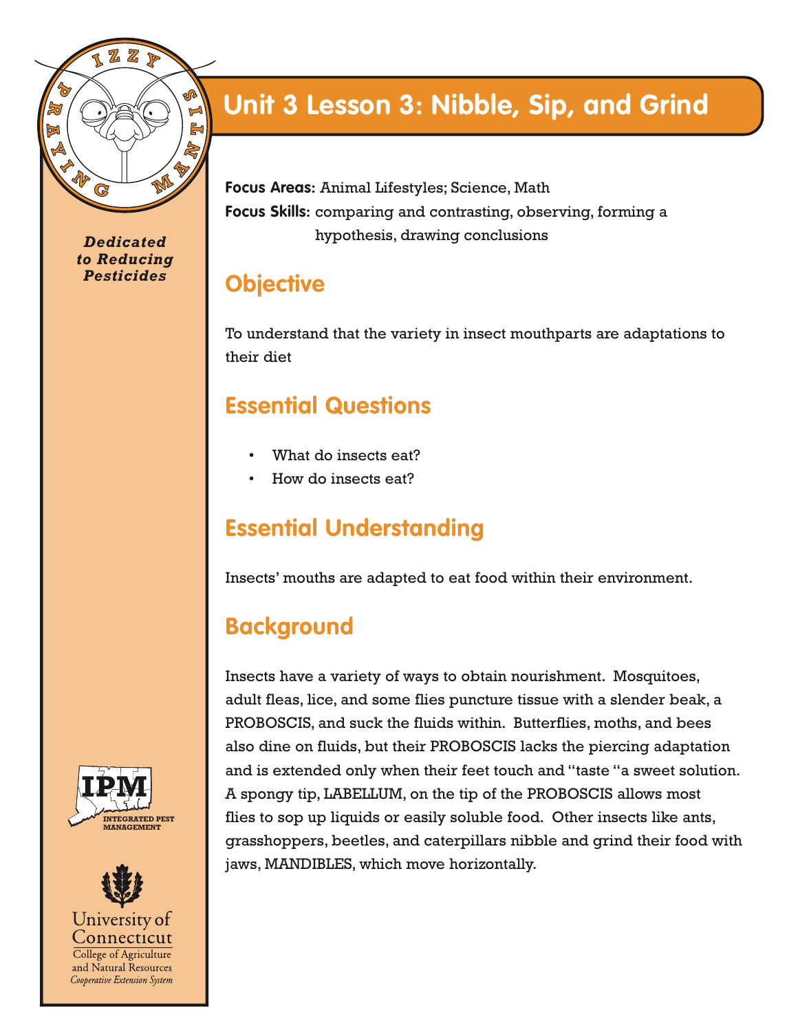Dedicated to Reducing Pesticides

# Unit 3 Lesson 3: Nibble, Sip, and Grind

**Focus Areas:** Animal Lifestyles; Science, Math

**Focus Skills:** comparing and contrasting, observing, forming a hypothesis, drawing conclusions

## Objective

To understand that the variety in insect mouthparts are adaptations to their diet

## Essential Questions

- What do insects eat?
- How do insects eat?

## Essential Understanding

Insects' mouths are adapted to eat food within their environment.

## Background

Insects have a variety of ways to obtain nourishment. Mosquitoes, adult fleas, lice, and some flies puncture tissue with a slender beak, a PROBOSCIS, and suck the fluids within. Butterflies, moths, and bees also dine on fluids, but their PROBOSCIS lacks the piercing adaptation and is extended only when their feet touch and "taste "a sweet solution. A spongy tip, LABELLUM, on the tip of the PROBOSCIS allows most flies to sop up liquids or easily soluble food. Other insects like ants, grasshoppers, beetles, and caterpillars nibble and grind their food with jaws, MANDIBLES, which move horizontally.

IPM INTEGRATED PEST MANAGEMENT

University of Connecticut
College of Agriculture and Natural Resources
*Cooperative Extension System*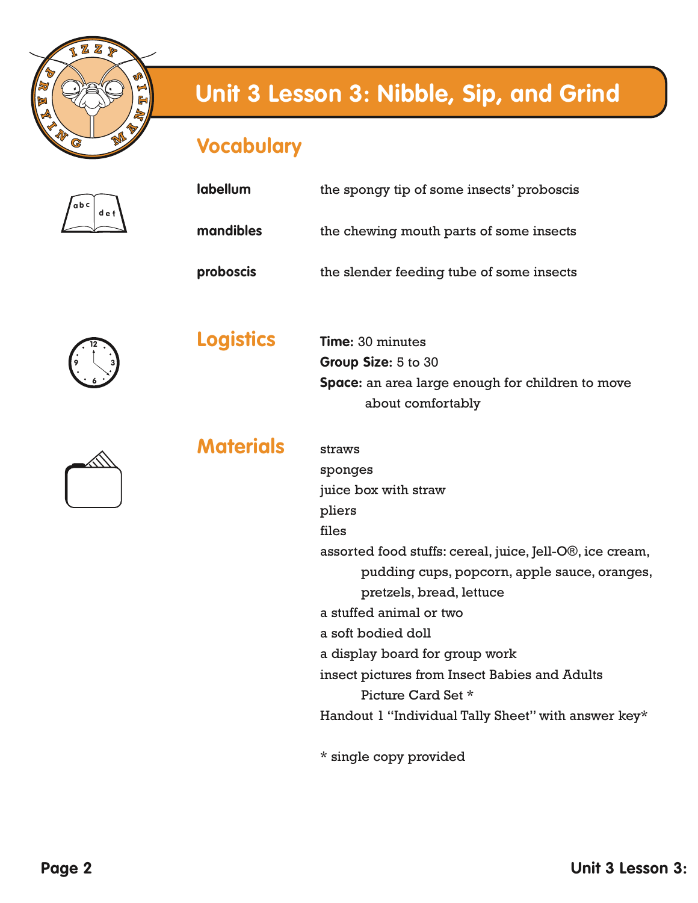# Unit 3 Lesson 3: Nibble, Sip, and Grind

## Vocabulary

| | |
|---|---|
| **labellum** | the spongy tip of some insects' proboscis |
| **mandibles** | the chewing mouth parts of some insects |
| **proboscis** | the slender feeding tube of some insects |

## Logistics

**Time:** 30 minutes
**Group Size:** 5 to 30
**Space:** an area large enough for children to move about comfortably

## Materials

straws
sponges
juice box with straw
pliers
files
assorted food stuffs: cereal, juice, Jell-O®, ice cream, pudding cups, popcorn, apple sauce, oranges, pretzels, bread, lettuce
a stuffed animal or two
a soft bodied doll
a display board for group work
insect pictures from Insect Babies and Adults Picture Card Set *
Handout 1 "Individual Tally Sheet" with answer key*

* single copy provided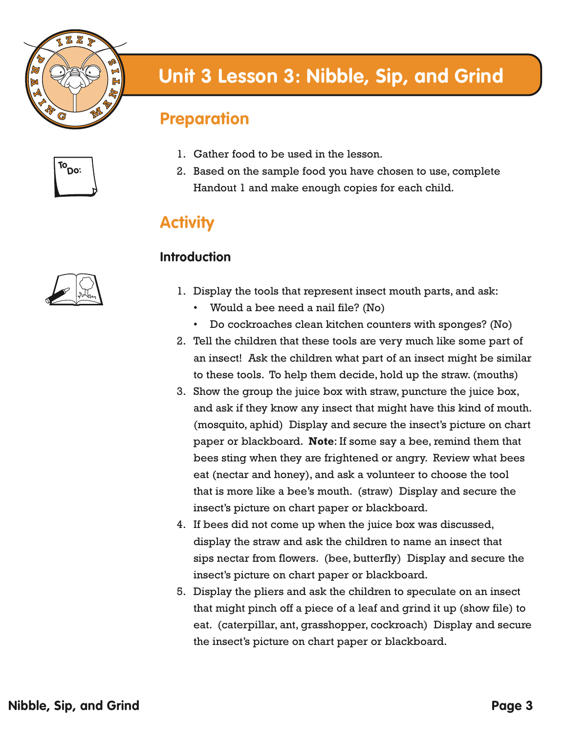# Unit 3 Lesson 3: Nibble, Sip, and Grind

## Preparation

1. Gather food to be used in the lesson.
2. Based on the sample food you have chosen to use, complete Handout 1 and make enough copies for each child.

## Activity

### Introduction

1. Display the tools that represent insect mouth parts, and ask:
   - Would a bee need a nail file? (No)
   - Do cockroaches clean kitchen counters with sponges? (No)
2. Tell the children that these tools are very much like some part of an insect! Ask the children what part of an insect might be similar to these tools. To help them decide, hold up the straw. (mouths)
3. Show the group the juice box with straw, puncture the juice box, and ask if they know any insect that might have this kind of mouth. (mosquito, aphid) Display and secure the insect's picture on chart paper or blackboard. **Note**: If some say a bee, remind them that bees sting when they are frightened or angry. Review what bees eat (nectar and honey), and ask a volunteer to choose the tool that is more like a bee's mouth. (straw) Display and secure the insect's picture on chart paper or blackboard.
4. If bees did not come up when the juice box was discussed, display the straw and ask the children to name an insect that sips nectar from flowers. (bee, butterfly) Display and secure the insect's picture on chart paper or blackboard.
5. Display the pliers and ask the children to speculate on an insect that might pinch off a piece of a leaf and grind it up (show file) to eat. (caterpillar, ant, grasshopper, cockroach) Display and secure the insect's picture on chart paper or blackboard.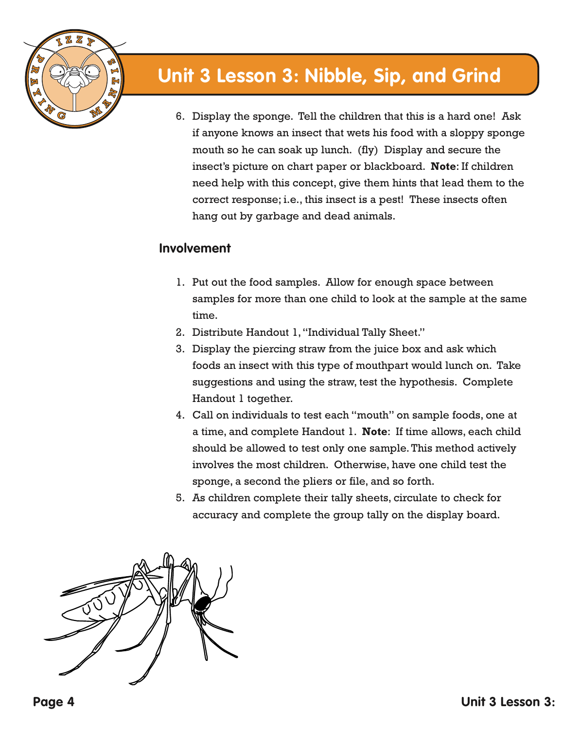6. Display the sponge. Tell the children that this is a hard one! Ask if anyone knows an insect that wets his food with a sloppy sponge mouth so he can soak up lunch. (fly) Display and secure the insect's picture on chart paper or blackboard. **Note**: If children need help with this concept, give them hints that lead them to the correct response; i.e., this insect is a pest! These insects often hang out by garbage and dead animals.

## Involvement

1. Put out the food samples. Allow for enough space between samples for more than one child to look at the sample at the same time.
2. Distribute Handout 1, "Individual Tally Sheet."
3. Display the piercing straw from the juice box and ask which foods an insect with this type of mouthpart would lunch on. Take suggestions and using the straw, test the hypothesis. Complete Handout 1 together.
4. Call on individuals to test each "mouth" on sample foods, one at a time, and complete Handout 1. **Note**: If time allows, each child should be allowed to test only one sample. This method actively involves the most children. Otherwise, have one child test the sponge, a second the pliers or file, and so forth.
5. As children complete their tally sheets, circulate to check for accuracy and complete the group tally on the display board.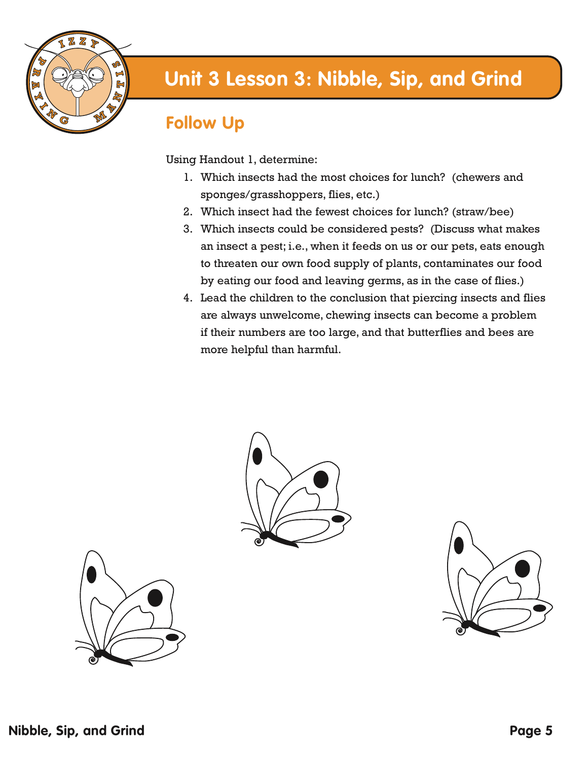# Unit 3 Lesson 3: Nibble, Sip, and Grind

## Follow Up

Using Handout 1, determine:

1. Which insects had the most choices for lunch? (chewers and sponges/grasshoppers, flies, etc.)
2. Which insect had the fewest choices for lunch? (straw/bee)
3. Which insects could be considered pests? (Discuss what makes an insect a pest; i.e., when it feeds on us or our pets, eats enough to threaten our own food supply of plants, contaminates our food by eating our food and leaving germs, as in the case of flies.)
4. Lead the children to the conclusion that piercing insects and flies are always unwelcome, chewing insects can become a problem if their numbers are too large, and that butterflies and bees are more helpful than harmful.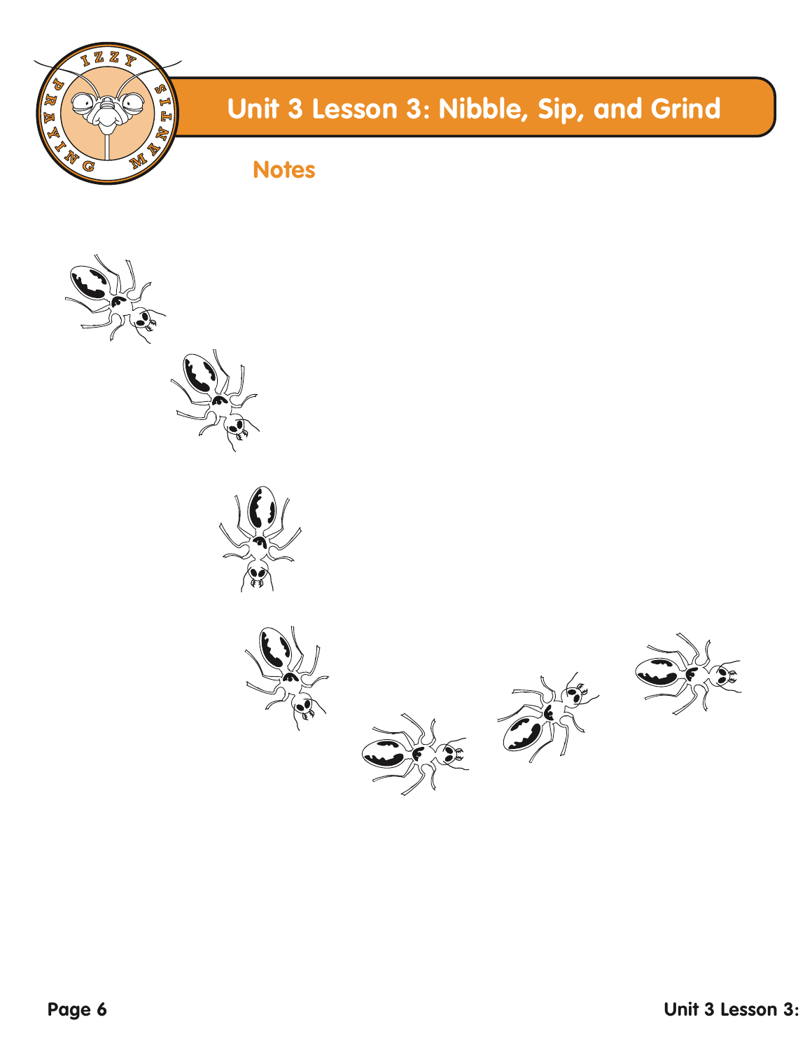# Unit 3 Lesson 3: Nibble, Sip, and Grind

## Notes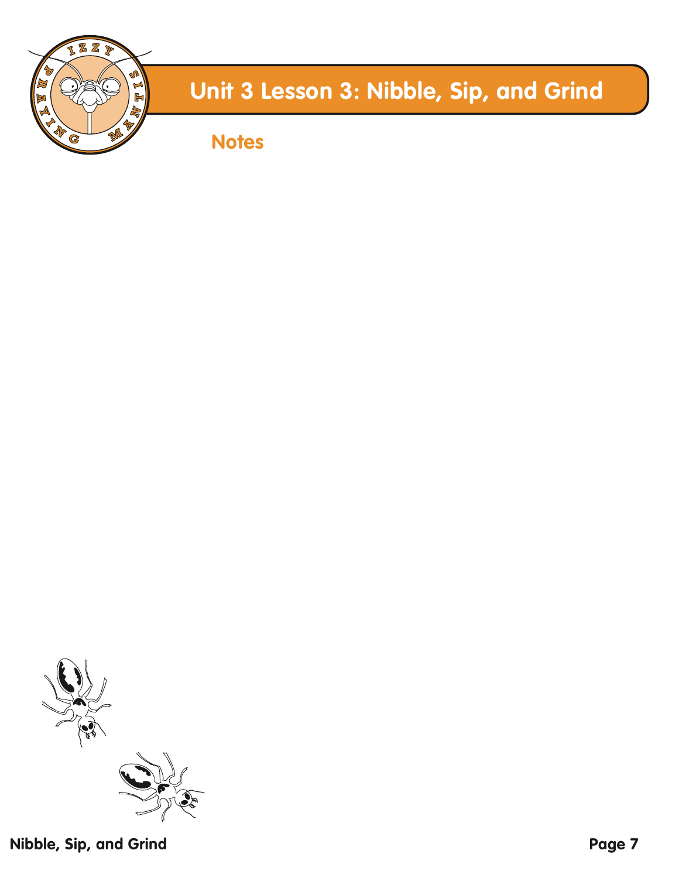# Unit 3 Lesson 3: Nibble, Sip, and Grind

## Notes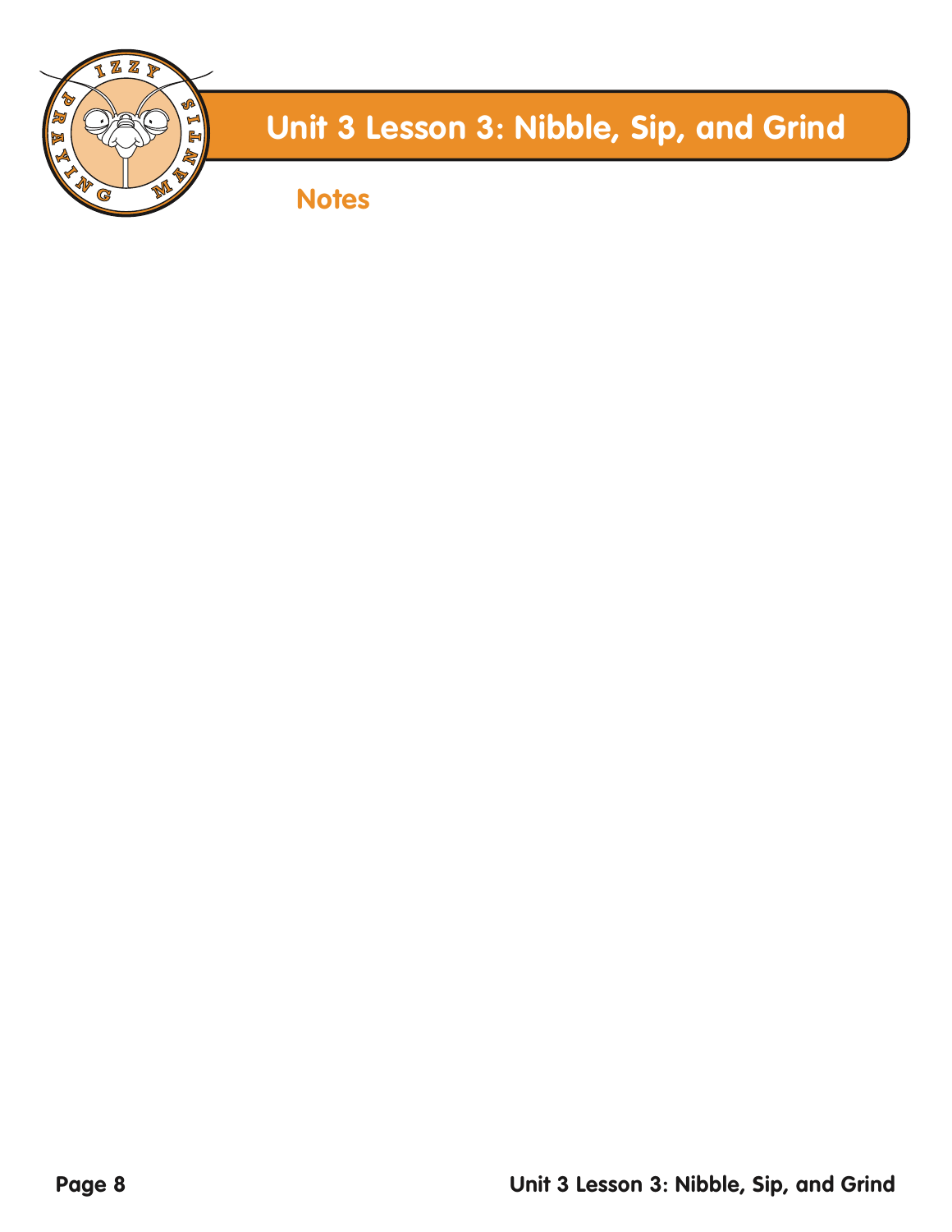# Unit 3 Lesson 3: Nibble, Sip, and Grind

## Notes